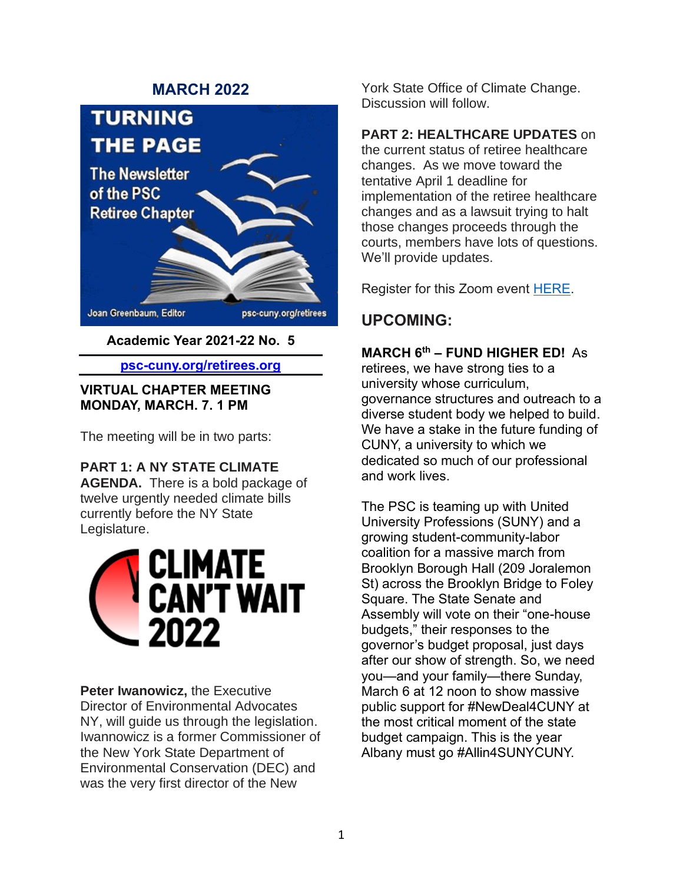## MARCH 2022

# TURNING THE PAGE

The Newsletter of the PSC Retiree Chapter

Joan Greenbaum, Editor    psc-cuny.org/retirees

**Academic Year 2021-22 No. 5**

**psc-cuny.org/retirees.org**

**VIRTUAL CHAPTER MEETING MONDAY, MARCH. 7. 1 PM**

The meeting will be in two parts:

**PART 1: A NY STATE CLIMATE AGENDA.** There is a bold package of twelve urgently needed climate bills currently before the NY State Legislature.

CLIMATE CAN'T WAIT 2022

**Peter Iwanowicz,** the Executive Director of Environmental Advocates NY, will guide us through the legislation. Iwannowicz is a former Commissioner of the New York State Department of Environmental Conservation (DEC) and was the very first director of the New York State Office of Climate Change. Discussion will follow.

**PART 2: HEALTHCARE UPDATES** on the current status of retiree healthcare changes. As we move toward the tentative April 1 deadline for implementation of the retiree healthcare changes and as a lawsuit trying to halt those changes proceeds through the courts, members have lots of questions. We'll provide updates.

Register for this Zoom event HERE.

## UPCOMING:

**MARCH 6th – FUND HIGHER ED!** As retirees, we have strong ties to a university whose curriculum, governance structures and outreach to a diverse student body we helped to build. We have a stake in the future funding of CUNY, a university to which we dedicated so much of our professional and work lives.

The PSC is teaming up with United University Professions (SUNY) and a growing student-community-labor coalition for a massive march from Brooklyn Borough Hall (209 Joralemon St) across the Brooklyn Bridge to Foley Square. The State Senate and Assembly will vote on their "one-house budgets," their responses to the governor's budget proposal, just days after our show of strength. So, we need you—and your family—there Sunday, March 6 at 12 noon to show massive public support for #NewDeal4CUNY at the most critical moment of the state budget campaign. This is the year Albany must go #Allin4SUNYCUNY.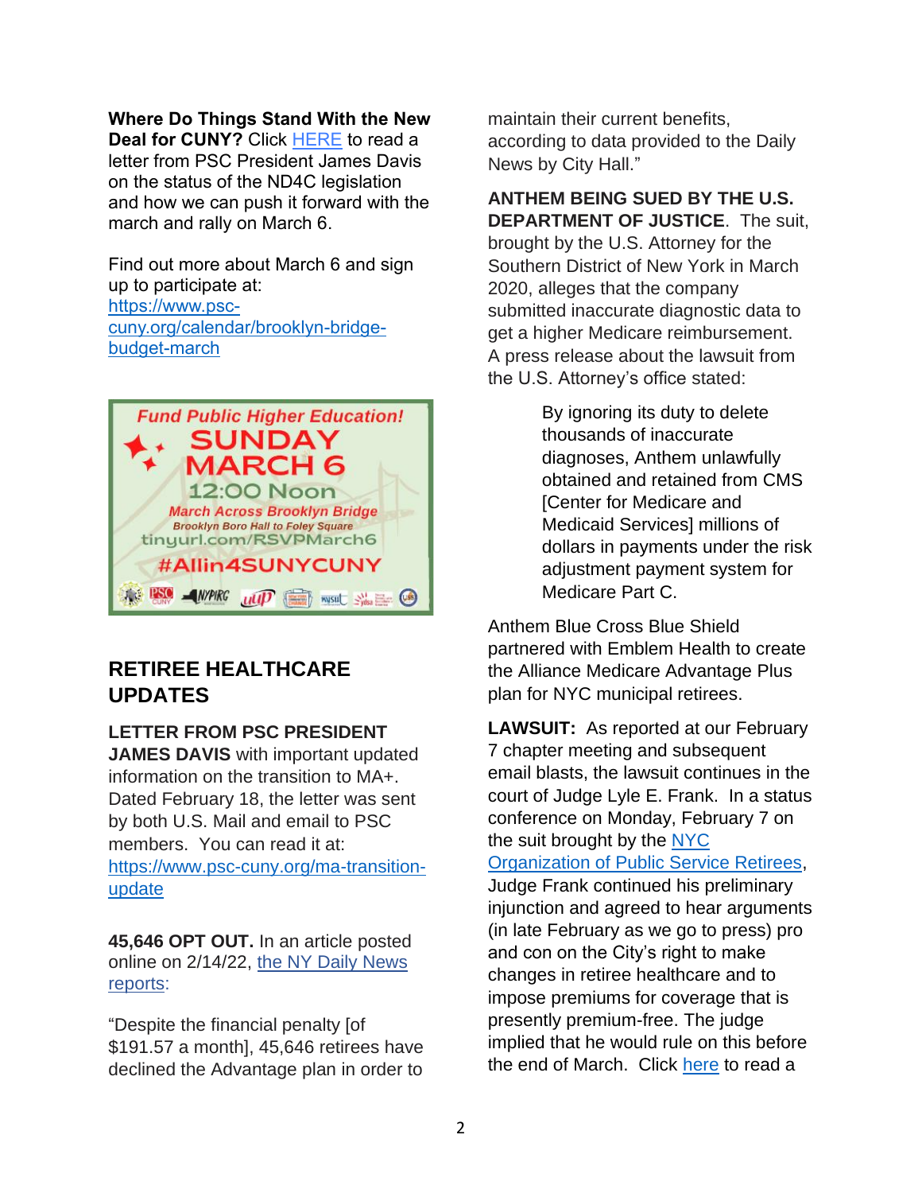**Where Do Things Stand With the New Deal for CUNY?** Click HERE to read a letter from PSC President James Davis on the status of the ND4C legislation and how we can push it forward with the march and rally on March 6.

Find out more about March 6 and sign up to participate at: https://www.psc-cuny.org/calendar/brooklyn-bridge-budget-march

*Fund Public Higher Education!*
**SUNDAY MARCH 6**
**12:00 Noon**
*March Across Brooklyn Bridge*
*Brooklyn Boro Hall to Foley Square*
tinyurl.com/RSVPMarch6
**#Allin4SUNYCUNY**

## RETIREE HEALTHCARE UPDATES

**LETTER FROM PSC PRESIDENT JAMES DAVIS** with important updated information on the transition to MA+. Dated February 18, the letter was sent by both U.S. Mail and email to PSC members. You can read it at: https://www.psc-cuny.org/ma-transition-update

**45,646 OPT OUT.** In an article posted online on 2/14/22, the NY Daily News reports:

"Despite the financial penalty [of $191.57 a month], 45,646 retirees have declined the Advantage plan in order to maintain their current benefits, according to data provided to the Daily News by City Hall."

**ANTHEM BEING SUED BY THE U.S. DEPARTMENT OF JUSTICE**. The suit, brought by the U.S. Attorney for the Southern District of New York in March 2020, alleges that the company submitted inaccurate diagnostic data to get a higher Medicare reimbursement. A press release about the lawsuit from the U.S. Attorney's office stated:

> By ignoring its duty to delete thousands of inaccurate diagnoses, Anthem unlawfully obtained and retained from CMS [Center for Medicare and Medicaid Services] millions of dollars in payments under the risk adjustment payment system for Medicare Part C.

Anthem Blue Cross Blue Shield partnered with Emblem Health to create the Alliance Medicare Advantage Plus plan for NYC municipal retirees.

**LAWSUIT:** As reported at our February 7 chapter meeting and subsequent email blasts, the lawsuit continues in the court of Judge Lyle E. Frank. In a status conference on Monday, February 7 on the suit brought by the NYC Organization of Public Service Retirees, Judge Frank continued his preliminary injunction and agreed to hear arguments (in late February as we go to press) pro and con on the City's right to make changes in retiree healthcare and to impose premiums for coverage that is presently premium-free. The judge implied that he would rule on this before the end of March. Click here to read a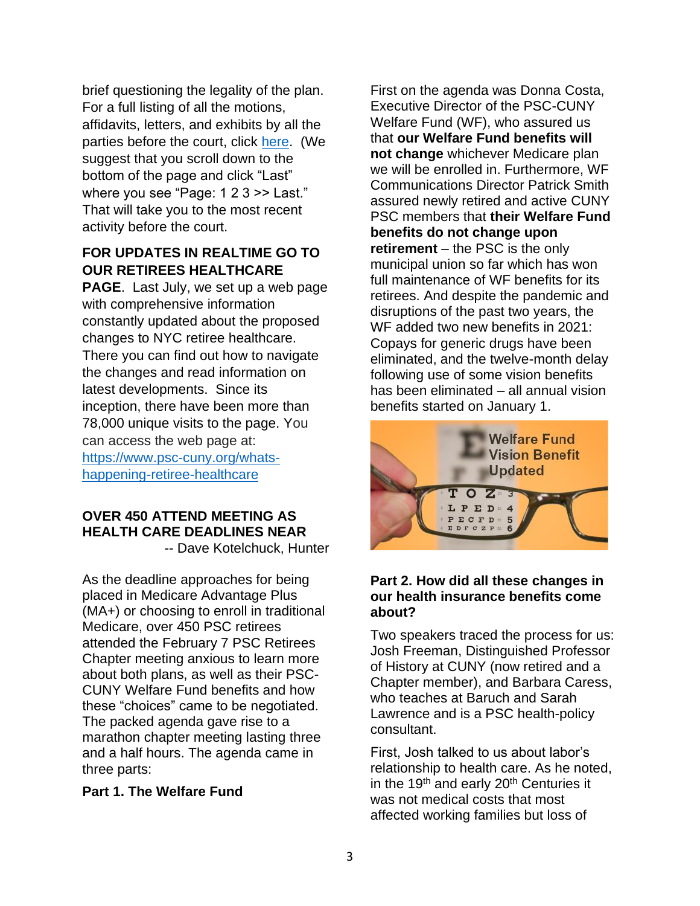brief questioning the legality of the plan. For a full listing of all the motions, affidavits, letters, and exhibits by all the parties before the court, click here. (We suggest that you scroll down to the bottom of the page and click "Last" where you see "Page: 1 2 3 >> Last." That will take you to the most recent activity before the court.

**FOR UPDATES IN REALTIME GO TO OUR RETIREES HEALTHCARE PAGE**. Last July, we set up a web page with comprehensive information constantly updated about the proposed changes to NYC retiree healthcare. There you can find out how to navigate the changes and read information on latest developments. Since its inception, there have been more than 78,000 unique visits to the page. You can access the web page at: https://www.psc-cuny.org/whats-happening-retiree-healthcare

## OVER 450 ATTEND MEETING AS HEALTH CARE DEADLINES NEAR

-- Dave Kotelchuck, Hunter

As the deadline approaches for being placed in Medicare Advantage Plus (MA+) or choosing to enroll in traditional Medicare, over 450 PSC retirees attended the February 7 PSC Retirees Chapter meeting anxious to learn more about both plans, as well as their PSC-CUNY Welfare Fund benefits and how these "choices" came to be negotiated. The packed agenda gave rise to a marathon chapter meeting lasting three and a half hours. The agenda came in three parts:

### Part 1. The Welfare Fund

First on the agenda was Donna Costa, Executive Director of the PSC-CUNY Welfare Fund (WF), who assured us that **our Welfare Fund benefits will not change** whichever Medicare plan we will be enrolled in. Furthermore, WF Communications Director Patrick Smith assured newly retired and active CUNY PSC members that **their Welfare Fund benefits do not change upon retirement** – the PSC is the only municipal union so far which has won full maintenance of WF benefits for its retirees. And despite the pandemic and disruptions of the past two years, the WF added two new benefits in 2021: Copays for generic drugs have been eliminated, and the twelve-month delay following use of some vision benefits has been eliminated – all annual vision benefits started on January 1.

Welfare Fund Vision Benefit Updated

### Part 2. How did all these changes in our health insurance benefits come about?

Two speakers traced the process for us: Josh Freeman, Distinguished Professor of History at CUNY (now retired and a Chapter member), and Barbara Caress, who teaches at Baruch and Sarah Lawrence and is a PSC health-policy consultant.

First, Josh talked to us about labor's relationship to health care. As he noted, in the 19th and early 20th Centuries it was not medical costs that most affected working families but loss of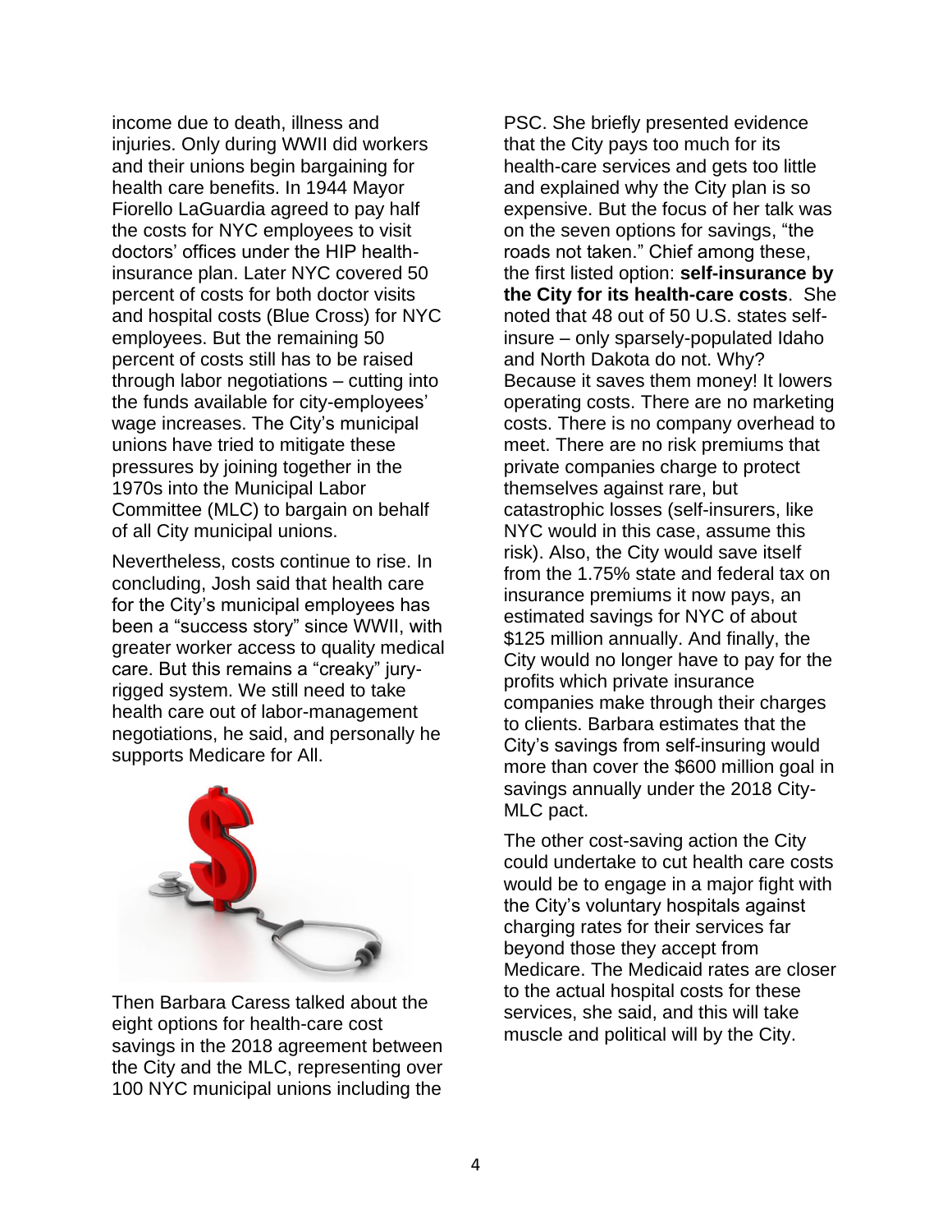income due to death, illness and injuries. Only during WWII did workers and their unions begin bargaining for health care benefits. In 1944 Mayor Fiorello LaGuardia agreed to pay half the costs for NYC employees to visit doctors' offices under the HIP health-insurance plan. Later NYC covered 50 percent of costs for both doctor visits and hospital costs (Blue Cross) for NYC employees. But the remaining 50 percent of costs still has to be raised through labor negotiations – cutting into the funds available for city-employees' wage increases. The City's municipal unions have tried to mitigate these pressures by joining together in the 1970s into the Municipal Labor Committee (MLC) to bargain on behalf of all City municipal unions.

Nevertheless, costs continue to rise. In concluding, Josh said that health care for the City's municipal employees has been a "success story" since WWII, with greater worker access to quality medical care. But this remains a "creaky" jury-rigged system. We still need to take health care out of labor-management negotiations, he said, and personally he supports Medicare for All.

Then Barbara Caress talked about the eight options for health-care cost savings in the 2018 agreement between the City and the MLC, representing over 100 NYC municipal unions including the PSC. She briefly presented evidence that the City pays too much for its health-care services and gets too little and explained why the City plan is so expensive. But the focus of her talk was on the seven options for savings, "the roads not taken." Chief among these, the first listed option: **self-insurance by the City for its health-care costs**. She noted that 48 out of 50 U.S. states self-insure – only sparsely-populated Idaho and North Dakota do not. Why? Because it saves them money! It lowers operating costs. There are no marketing costs. There is no company overhead to meet. There are no risk premiums that private companies charge to protect themselves against rare, but catastrophic losses (self-insurers, like NYC would in this case, assume this risk). Also, the City would save itself from the 1.75% state and federal tax on insurance premiums it now pays, an estimated savings for NYC of about $125 million annually. And finally, the City would no longer have to pay for the profits which private insurance companies make through their charges to clients. Barbara estimates that the City's savings from self-insuring would more than cover the $600 million goal in savings annually under the 2018 City-MLC pact.

The other cost-saving action the City could undertake to cut health care costs would be to engage in a major fight with the City's voluntary hospitals against charging rates for their services far beyond those they accept from Medicare. The Medicaid rates are closer to the actual hospital costs for these services, she said, and this will take muscle and political will by the City.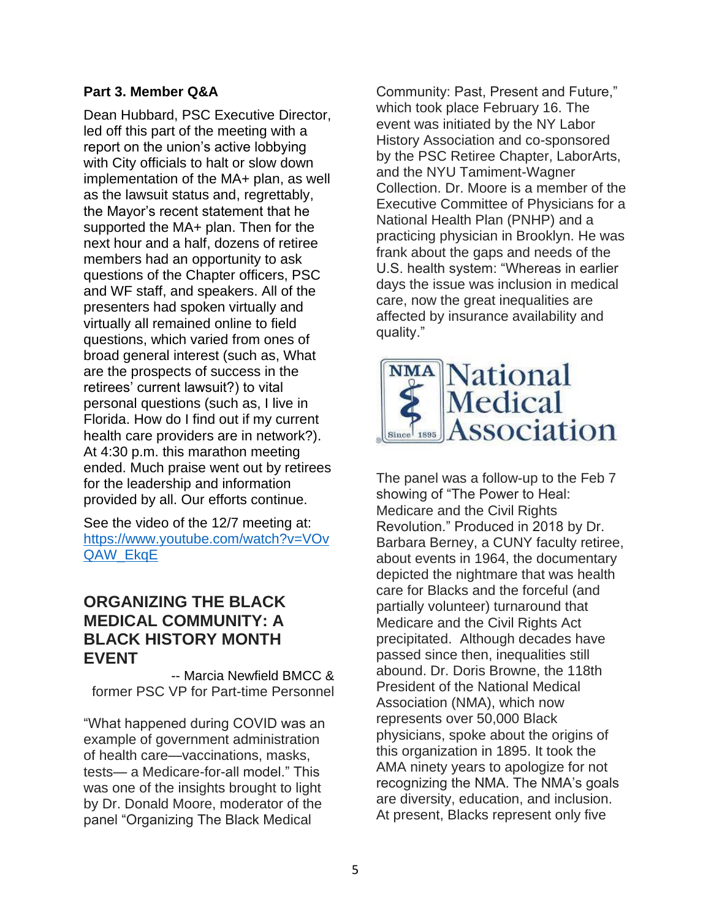**Part 3. Member Q&A**

Dean Hubbard, PSC Executive Director, led off this part of the meeting with a report on the union's active lobbying with City officials to halt or slow down implementation of the MA+ plan, as well as the lawsuit status and, regrettably, the Mayor's recent statement that he supported the MA+ plan. Then for the next hour and a half, dozens of retiree members had an opportunity to ask questions of the Chapter officers, PSC and WF staff, and speakers. All of the presenters had spoken virtually and virtually all remained online to field questions, which varied from ones of broad general interest (such as, What are the prospects of success in the retirees' current lawsuit?) to vital personal questions (such as, I live in Florida. How do I find out if my current health care providers are in network?). At 4:30 p.m. this marathon meeting ended. Much praise went out by retirees for the leadership and information provided by all. Our efforts continue.

See the video of the 12/7 meeting at: https://www.youtube.com/watch?v=VOvQAW_EkqE

## ORGANIZING THE BLACK MEDICAL COMMUNITY: A BLACK HISTORY MONTH EVENT

-- Marcia Newfield BMCC & former PSC VP for Part-time Personnel

"What happened during COVID was an example of government administration of health care—vaccinations, masks, tests— a Medicare-for-all model." This was one of the insights brought to light by Dr. Donald Moore, moderator of the panel "Organizing The Black Medical Community: Past, Present and Future," which took place February 16. The event was initiated by the NY Labor History Association and co-sponsored by the PSC Retiree Chapter, LaborArts, and the NYU Tamiment-Wagner Collection. Dr. Moore is a member of the Executive Committee of Physicians for a National Health Plan (PNHP) and a practicing physician in Brooklyn. He was frank about the gaps and needs of the U.S. health system: "Whereas in earlier days the issue was inclusion in medical care, now the great inequalities are affected by insurance availability and quality."

NMA National Medical Association Since 1895

The panel was a follow-up to the Feb 7 showing of "The Power to Heal: Medicare and the Civil Rights Revolution." Produced in 2018 by Dr. Barbara Berney, a CUNY faculty retiree, about events in 1964, the documentary depicted the nightmare that was health care for Blacks and the forceful (and partially volunteer) turnaround that Medicare and the Civil Rights Act precipitated. Although decades have passed since then, inequalities still abound. Dr. Doris Browne, the 118th President of the National Medical Association (NMA), which now represents over 50,000 Black physicians, spoke about the origins of this organization in 1895. It took the AMA ninety years to apologize for not recognizing the NMA. The NMA's goals are diversity, education, and inclusion. At present, Blacks represent only five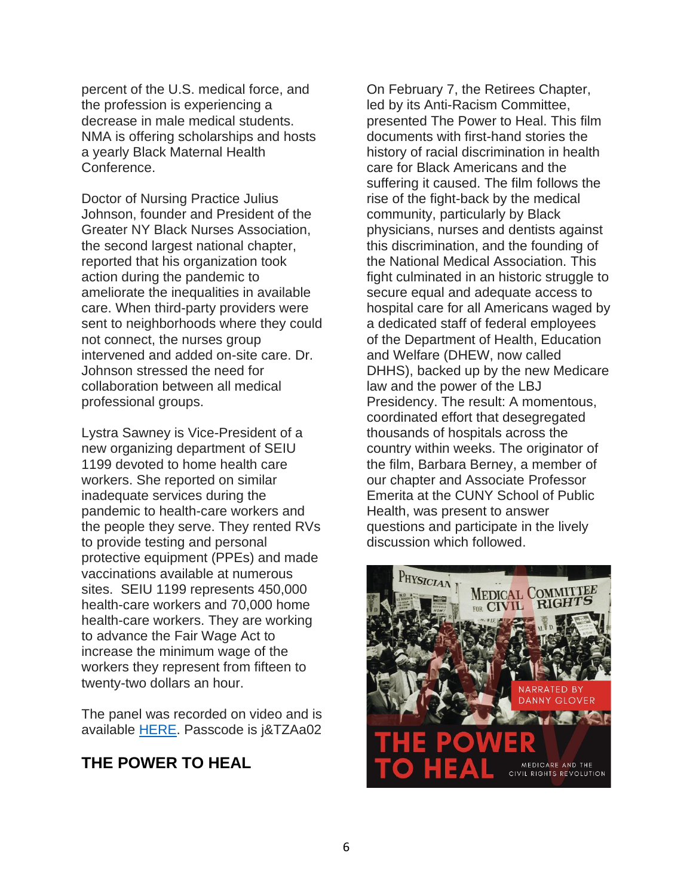percent of the U.S. medical force, and the profession is experiencing a decrease in male medical students. NMA is offering scholarships and hosts a yearly Black Maternal Health Conference.

Doctor of Nursing Practice Julius Johnson, founder and President of the Greater NY Black Nurses Association, the second largest national chapter, reported that his organization took action during the pandemic to ameliorate the inequalities in available care. When third-party providers were sent to neighborhoods where they could not connect, the nurses group intervened and added on-site care. Dr. Johnson stressed the need for collaboration between all medical professional groups.

Lystra Sawney is Vice-President of a new organizing department of SEIU 1199 devoted to home health care workers. She reported on similar inadequate services during the pandemic to health-care workers and the people they serve. They rented RVs to provide testing and personal protective equipment (PPEs) and made vaccinations available at numerous sites. SEIU 1199 represents 450,000 health-care workers and 70,000 home health-care workers. They are working to advance the Fair Wage Act to increase the minimum wage of the workers they represent from fifteen to twenty-two dollars an hour.

The panel was recorded on video and is available HERE. Passcode is j&TZAa02

## THE POWER TO HEAL

On February 7, the Retirees Chapter, led by its Anti-Racism Committee, presented The Power to Heal. This film documents with first-hand stories the history of racial discrimination in health care for Black Americans and the suffering it caused. The film follows the rise of the fight-back by the medical community, particularly by Black physicians, nurses and dentists against this discrimination, and the founding of the National Medical Association. This fight culminated in an historic struggle to secure equal and adequate access to hospital care for all Americans waged by a dedicated staff of federal employees of the Department of Health, Education and Welfare (DHEW, now called DHHS), backed up by the new Medicare law and the power of the LBJ Presidency. The result: A momentous, coordinated effort that desegregated thousands of hospitals across the country within weeks. The originator of the film, Barbara Berney, a member of our chapter and Associate Professor Emerita at the CUNY School of Public Health, was present to answer questions and participate in the lively discussion which followed.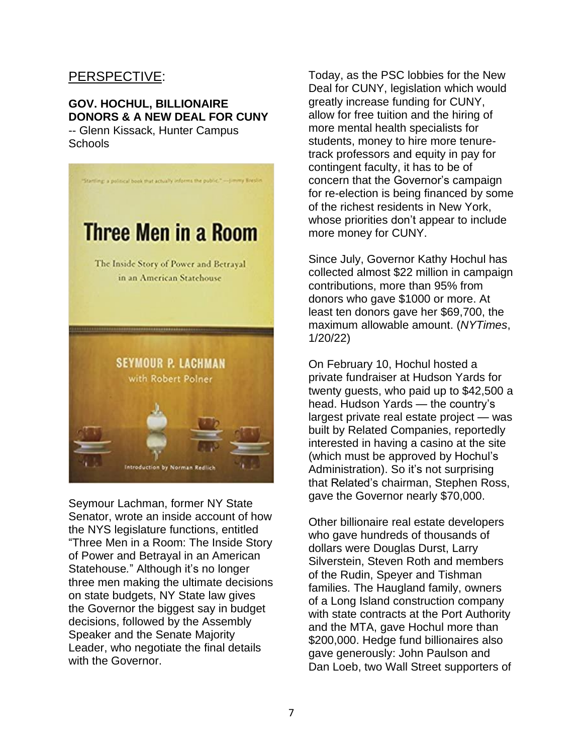## PERSPECTIVE:

**GOV. HOCHUL, BILLIONAIRE DONORS & A NEW DEAL FOR CUNY**

-- Glenn Kissack, Hunter Campus Schools

Seymour Lachman, former NY State Senator, wrote an inside account of how the NYS legislature functions, entitled "Three Men in a Room: The Inside Story of Power and Betrayal in an American Statehouse." Although it's no longer three men making the ultimate decisions on state budgets, NY State law gives the Governor the biggest say in budget decisions, followed by the Assembly Speaker and the Senate Majority Leader, who negotiate the final details with the Governor.

Today, as the PSC lobbies for the New Deal for CUNY, legislation which would greatly increase funding for CUNY, allow for free tuition and the hiring of more mental health specialists for students, money to hire more tenure-track professors and equity in pay for contingent faculty, it has to be of concern that the Governor's campaign for re-election is being financed by some of the richest residents in New York, whose priorities don't appear to include more money for CUNY.

Since July, Governor Kathy Hochul has collected almost $22 million in campaign contributions, more than 95% from donors who gave $1000 or more. At least ten donors gave her $69,700, the maximum allowable amount. (*NYTimes*, 1/20/22)

On February 10, Hochul hosted a private fundraiser at Hudson Yards for twenty guests, who paid up to $42,500 a head. Hudson Yards — the country's largest private real estate project — was built by Related Companies, reportedly interested in having a casino at the site (which must be approved by Hochul's Administration). So it's not surprising that Related's chairman, Stephen Ross, gave the Governor nearly $70,000.

Other billionaire real estate developers who gave hundreds of thousands of dollars were Douglas Durst, Larry Silverstein, Steven Roth and members of the Rudin, Speyer and Tishman families. The Haugland family, owners of a Long Island construction company with state contracts at the Port Authority and the MTA, gave Hochul more than $200,000. Hedge fund billionaires also gave generously: John Paulson and Dan Loeb, two Wall Street supporters of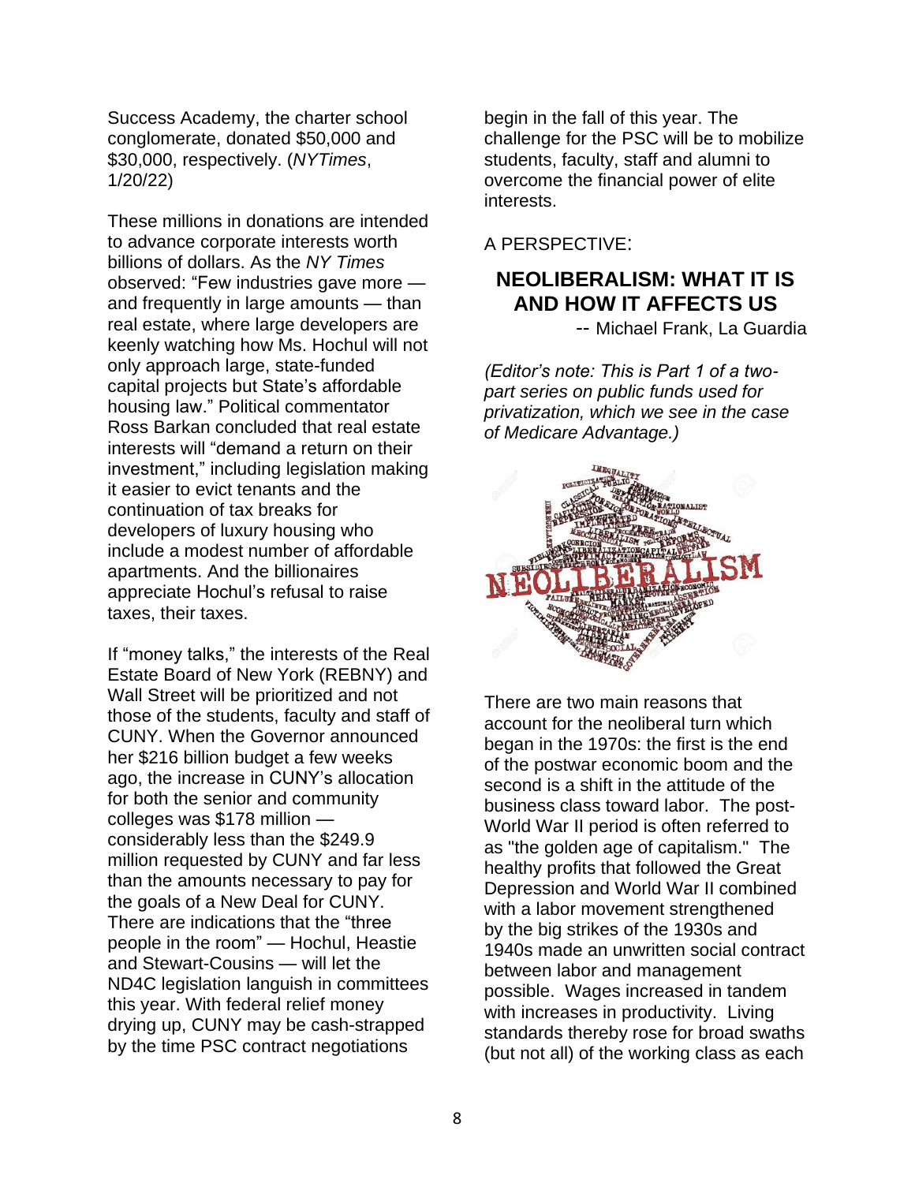Success Academy, the charter school conglomerate, donated $50,000 and $30,000, respectively. (*NYTimes*, 1/20/22)

These millions in donations are intended to advance corporate interests worth billions of dollars. As the *NY Times* observed: "Few industries gave more — and frequently in large amounts — than real estate, where large developers are keenly watching how Ms. Hochul will not only approach large, state-funded capital projects but State's affordable housing law." Political commentator Ross Barkan concluded that real estate interests will "demand a return on their investment," including legislation making it easier to evict tenants and the continuation of tax breaks for developers of luxury housing who include a modest number of affordable apartments. And the billionaires appreciate Hochul's refusal to raise taxes, their taxes.

If "money talks," the interests of the Real Estate Board of New York (REBNY) and Wall Street will be prioritized and not those of the students, faculty and staff of CUNY. When the Governor announced her $216 billion budget a few weeks ago, the increase in CUNY's allocation for both the senior and community colleges was $178 million — considerably less than the $249.9 million requested by CUNY and far less than the amounts necessary to pay for the goals of a New Deal for CUNY. There are indications that the "three people in the room" — Hochul, Heastie and Stewart-Cousins — will let the ND4C legislation languish in committees this year. With federal relief money drying up, CUNY may be cash-strapped by the time PSC contract negotiations begin in the fall of this year. The challenge for the PSC will be to mobilize students, faculty, staff and alumni to overcome the financial power of elite interests.

A PERSPECTIVE:

## NEOLIBERALISM: WHAT IT IS AND HOW IT AFFECTS US

-- Michael Frank, La Guardia

*(Editor's note: This is Part 1 of a two-part series on public funds used for privatization, which we see in the case of Medicare Advantage.)*

There are two main reasons that account for the neoliberal turn which began in the 1970s: the first is the end of the postwar economic boom and the second is a shift in the attitude of the business class toward labor. The post-World War II period is often referred to as "the golden age of capitalism." The healthy profits that followed the Great Depression and World War II combined with a labor movement strengthened by the big strikes of the 1930s and 1940s made an unwritten social contract between labor and management possible. Wages increased in tandem with increases in productivity. Living standards thereby rose for broad swaths (but not all) of the working class as each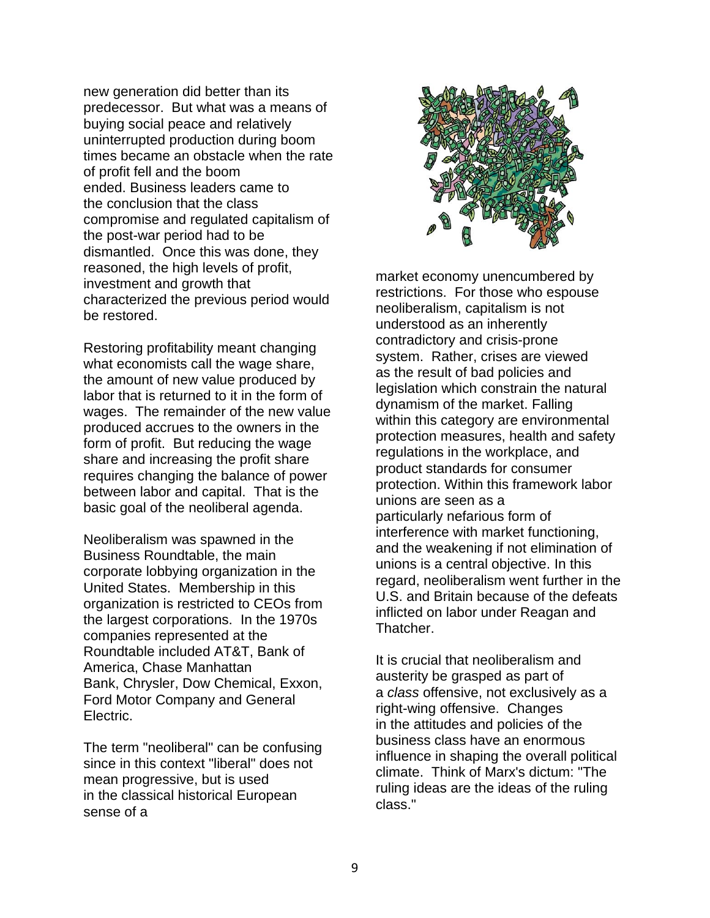new generation did better than its predecessor. But what was a means of buying social peace and relatively uninterrupted production during boom times became an obstacle when the rate of profit fell and the boom ended. Business leaders came to the conclusion that the class compromise and regulated capitalism of the post-war period had to be dismantled. Once this was done, they reasoned, the high levels of profit, investment and growth that characterized the previous period would be restored.

Restoring profitability meant changing what economists call the wage share, the amount of new value produced by labor that is returned to it in the form of wages. The remainder of the new value produced accrues to the owners in the form of profit. But reducing the wage share and increasing the profit share requires changing the balance of power between labor and capital. That is the basic goal of the neoliberal agenda.

Neoliberalism was spawned in the Business Roundtable, the main corporate lobbying organization in the United States. Membership in this organization is restricted to CEOs from the largest corporations. In the 1970s companies represented at the Roundtable included AT&T, Bank of America, Chase Manhattan Bank, Chrysler, Dow Chemical, Exxon, Ford Motor Company and General Electric.

The term "neoliberal" can be confusing since in this context "liberal" does not mean progressive, but is used in the classical historical European sense of a market economy unencumbered by restrictions. For those who espouse neoliberalism, capitalism is not understood as an inherently contradictory and crisis-prone system. Rather, crises are viewed as the result of bad policies and legislation which constrain the natural dynamism of the market. Falling within this category are environmental protection measures, health and safety regulations in the workplace, and product standards for consumer protection. Within this framework labor unions are seen as a particularly nefarious form of interference with market functioning, and the weakening if not elimination of unions is a central objective. In this regard, neoliberalism went further in the U.S. and Britain because of the defeats inflicted on labor under Reagan and Thatcher.

It is crucial that neoliberalism and austerity be grasped as part of a *class* offensive, not exclusively as a right-wing offensive. Changes in the attitudes and policies of the business class have an enormous influence in shaping the overall political climate. Think of Marx's dictum: "The ruling ideas are the ideas of the ruling class."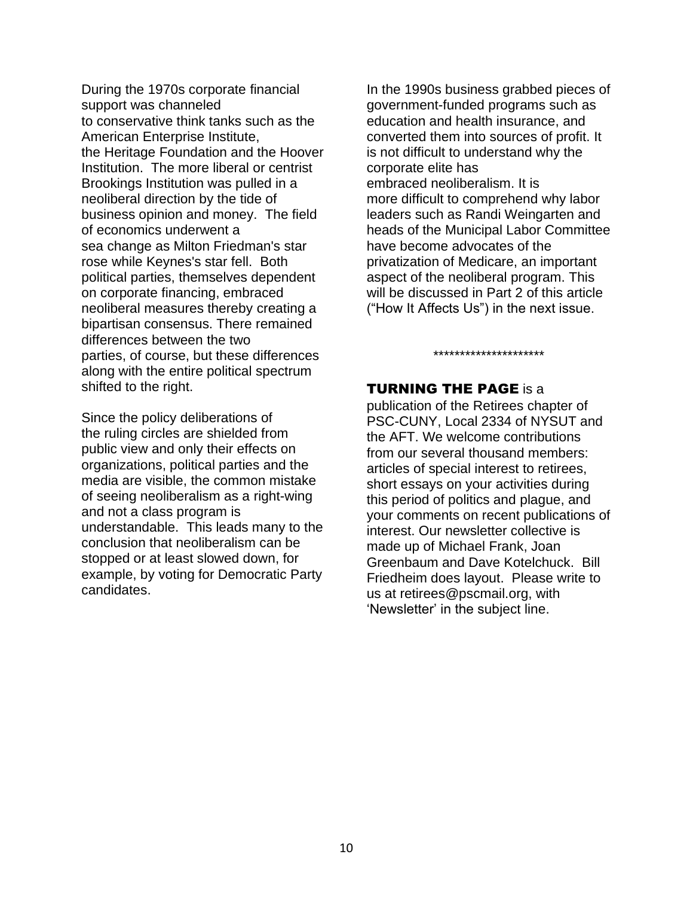During the 1970s corporate financial support was channeled to conservative think tanks such as the American Enterprise Institute, the Heritage Foundation and the Hoover Institution. The more liberal or centrist Brookings Institution was pulled in a neoliberal direction by the tide of business opinion and money. The field of economics underwent a sea change as Milton Friedman's star rose while Keynes's star fell. Both political parties, themselves dependent on corporate financing, embraced neoliberal measures thereby creating a bipartisan consensus. There remained differences between the two parties, of course, but these differences along with the entire political spectrum shifted to the right.

Since the policy deliberations of the ruling circles are shielded from public view and only their effects on organizations, political parties and the media are visible, the common mistake of seeing neoliberalism as a right-wing and not a class program is understandable. This leads many to the conclusion that neoliberalism can be stopped or at least slowed down, for example, by voting for Democratic Party candidates.

In the 1990s business grabbed pieces of government-funded programs such as education and health insurance, and converted them into sources of profit. It is not difficult to understand why the corporate elite has embraced neoliberalism. It is more difficult to comprehend why labor leaders such as Randi Weingarten and heads of the Municipal Labor Committee have become advocates of the privatization of Medicare, an important aspect of the neoliberal program. This will be discussed in Part 2 of this article ("How It Affects Us") in the next issue.

*********************

**TURNING THE PAGE** is a publication of the Retirees chapter of PSC-CUNY, Local 2334 of NYSUT and the AFT. We welcome contributions from our several thousand members: articles of special interest to retirees, short essays on your activities during this period of politics and plague, and your comments on recent publications of interest. Our newsletter collective is made up of Michael Frank, Joan Greenbaum and Dave Kotelchuck. Bill Friedheim does layout. Please write to us at retirees@pscmail.org, with 'Newsletter' in the subject line.